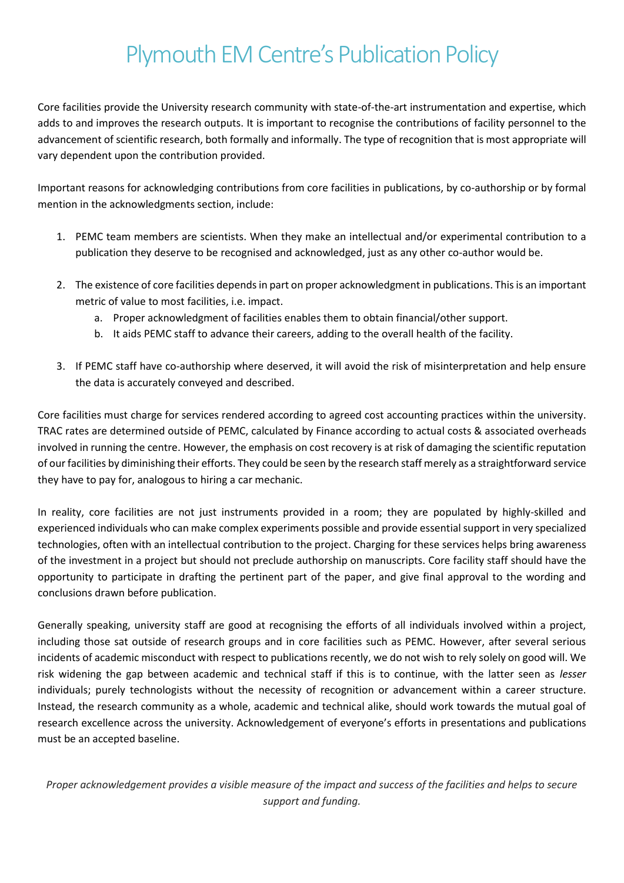# Plymouth EM Centre's Publication Policy

Core facilities provide the University research community with state-of-the-art instrumentation and expertise, which adds to and improves the research outputs. It is important to recognise the contributions of facility personnel to the advancement of scientific research, both formally and informally. The type of recognition that is most appropriate will vary dependent upon the contribution provided.

Important reasons for acknowledging contributions from core facilities in publications, by co-authorship or by formal mention in the acknowledgments section, include:

1. PEMC team members are scientists. When they make an intellectual and/or experimental contribution to a publication they deserve to be recognised and acknowledged, just as any other co-author would be.

2. The existence of core facilities depends in part on proper acknowledgment in publications. This is an important metric of value to most facilities, i.e. impact.
   a. Proper acknowledgment of facilities enables them to obtain financial/other support.
   b. It aids PEMC staff to advance their careers, adding to the overall health of the facility.

3. If PEMC staff have co-authorship where deserved, it will avoid the risk of misinterpretation and help ensure the data is accurately conveyed and described.

Core facilities must charge for services rendered according to agreed cost accounting practices within the university. TRAC rates are determined outside of PEMC, calculated by Finance according to actual costs & associated overheads involved in running the centre. However, the emphasis on cost recovery is at risk of damaging the scientific reputation of our facilities by diminishing their efforts. They could be seen by the research staff merely as a straightforward service they have to pay for, analogous to hiring a car mechanic.

In reality, core facilities are not just instruments provided in a room; they are populated by highly-skilled and experienced individuals who can make complex experiments possible and provide essential support in very specialized technologies, often with an intellectual contribution to the project. Charging for these services helps bring awareness of the investment in a project but should not preclude authorship on manuscripts. Core facility staff should have the opportunity to participate in drafting the pertinent part of the paper, and give final approval to the wording and conclusions drawn before publication.

Generally speaking, university staff are good at recognising the efforts of all individuals involved within a project, including those sat outside of research groups and in core facilities such as PEMC. However, after several serious incidents of academic misconduct with respect to publications recently, we do not wish to rely solely on good will. We risk widening the gap between academic and technical staff if this is to continue, with the latter seen as *lesser* individuals; purely technologists without the necessity of recognition or advancement within a career structure. Instead, the research community as a whole, academic and technical alike, should work towards the mutual goal of research excellence across the university. Acknowledgement of everyone's efforts in presentations and publications must be an accepted baseline.

*Proper acknowledgement provides a visible measure of the impact and success of the facilities and helps to secure support and funding.*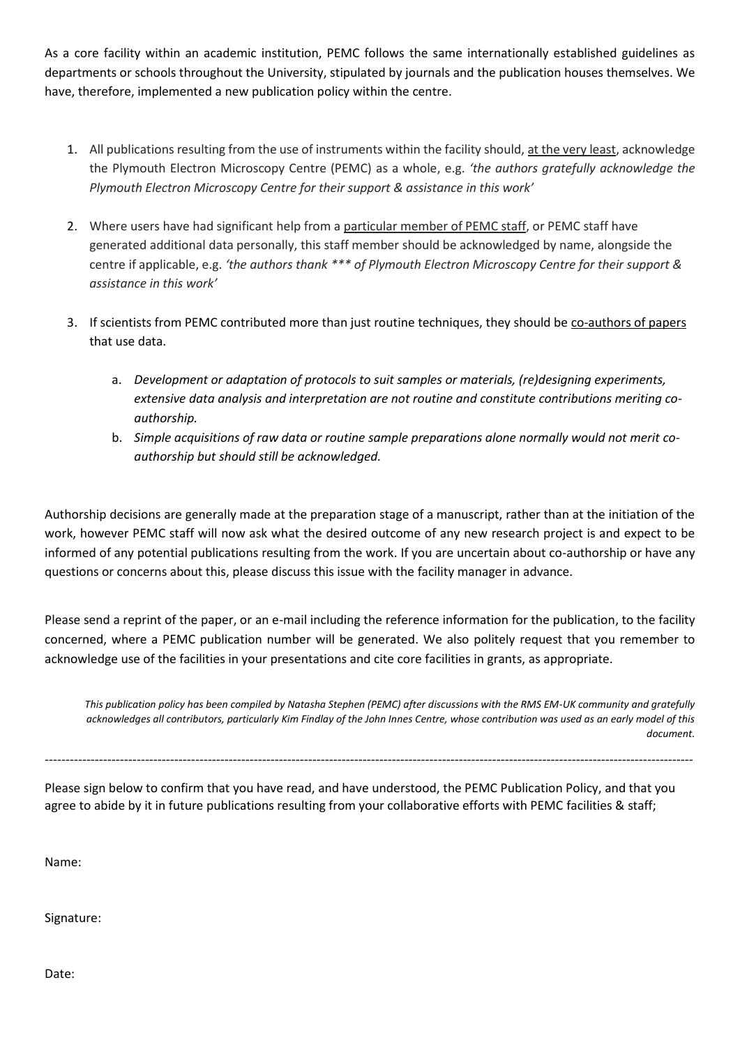As a core facility within an academic institution, PEMC follows the same internationally established guidelines as departments or schools throughout the University, stipulated by journals and the publication houses themselves. We have, therefore, implemented a new publication policy within the centre.

1. All publications resulting from the use of instruments within the facility should, <u>at the very least</u>, acknowledge the Plymouth Electron Microscopy Centre (PEMC) as a whole, e.g. *'the authors gratefully acknowledge the Plymouth Electron Microscopy Centre for their support & assistance in this work'*

2. Where users have had significant help from a <u>particular member of PEMC staff</u>, or PEMC staff have generated additional data personally, this staff member should be acknowledged by name, alongside the centre if applicable, e.g. *'the authors thank *** of Plymouth Electron Microscopy Centre for their support & assistance in this work'*

3. If scientists from PEMC contributed more than just routine techniques, they should be <u>co-authors of papers</u> that use data.

    a. *Development or adaptation of protocols to suit samples or materials, (re)designing experiments, extensive data analysis and interpretation are not routine and constitute contributions meriting co-authorship.*

    b. *Simple acquisitions of raw data or routine sample preparations alone normally would not merit co-authorship but should still be acknowledged.*

Authorship decisions are generally made at the preparation stage of a manuscript, rather than at the initiation of the work, however PEMC staff will now ask what the desired outcome of any new research project is and expect to be informed of any potential publications resulting from the work. If you are uncertain about co-authorship or have any questions or concerns about this, please discuss this issue with the facility manager in advance.

Please send a reprint of the paper, or an e-mail including the reference information for the publication, to the facility concerned, where a PEMC publication number will be generated. We also politely request that you remember to acknowledge use of the facilities in your presentations and cite core facilities in grants, as appropriate.

*This publication policy has been compiled by Natasha Stephen (PEMC) after discussions with the RMS EM-UK community and gratefully acknowledges all contributors, particularly Kim Findlay of the John Innes Centre, whose contribution was used as an early model of this document.*

---

Please sign below to confirm that you have read, and have understood, the PEMC Publication Policy, and that you agree to abide by it in future publications resulting from your collaborative efforts with PEMC facilities & staff;

Name:

Signature:

Date: